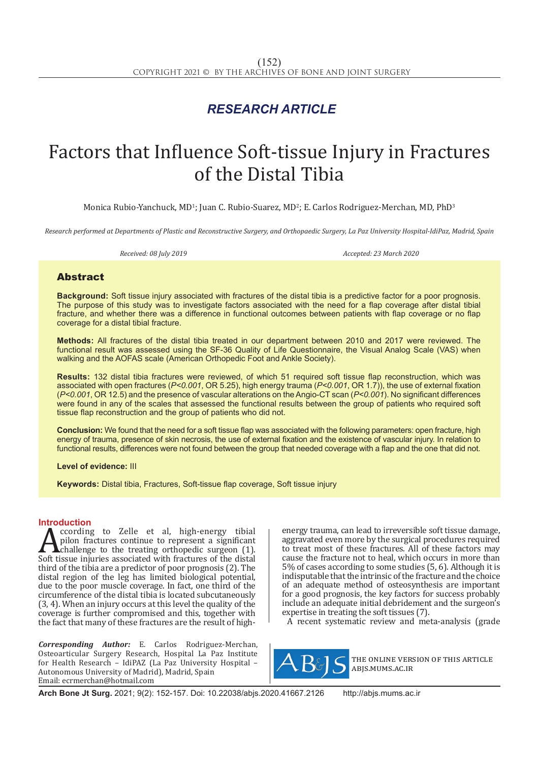*RESEARCH ARTICLE*

# Factors that Influence Soft-tissue Injury in Fractures of the Distal Tibia

Monica Rubio-Yanchuck, MD[1]; Juan C. Rubio-Suarez, MD[2]; E. Carlos Rodriguez-Merchan, MD, PhD[3]

*Research performed at Departments of Plastic and Reconstructive Surgery, and Orthopaedic Surgery, La Paz University Hospital-IdiPaz, Madrid, Spain*

*Received: 08 July 2019* *Accepted: 23 March 2020*

## Abstract

**Background:** Soft tissue injury associated with fractures of the distal tibia is a predictive factor for a poor prognosis. The purpose of this study was to investigate factors associated with the need for a flap coverage after distal tibial fracture, and whether there was a difference in functional outcomes between patients with flap coverage or no flap coverage for a distal tibial fracture.

**Methods:** All fractures of the distal tibia treated in our department between 2010 and 2017 were reviewed. The functional result was assessed using the SF-36 Quality of Life Questionnaire, the Visual Analog Scale (VAS) when walking and the AOFAS scale (American Orthopedic Foot and Ankle Society).

**Results:** 132 distal tibia fractures were reviewed, of which 51 required soft tissue flap reconstruction, which was associated with open fractures (*P<0.001*, OR 5.25), high energy trauma (*P<0.001*, OR 1.7)), the use of external fixation (*P<0.001*, OR 12.5) and the presence of vascular alterations on the Angio-CT scan (*P<0.001*). No significant differences were found in any of the scales that assessed the functional results between the group of patients who required soft tissue flap reconstruction and the group of patients who did not.

**Conclusion:** We found that the need for a soft tissue flap was associated with the following parameters: open fracture, high energy of trauma, presence of skin necrosis, the use of external fixation and the existence of vascular injury. In relation to functional results, differences were not found between the group that needed coverage with a flap and the one that did not.

**Level of evidence:** III

**Keywords:** Distal tibia, Fractures, Soft-tissue flap coverage, Soft tissue injury

## Introduction

According to Zelle et al, high-energy tibial pilon fractures continue to represent a significant challenge to the treating orthopedic surgeon (1). Soft tissue injuries associated with fractures of the distal third of the tibia are a predictor of poor prognosis (2). The distal region of the leg has limited biological potential, due to the poor muscle coverage. In fact, one third of the circumference of the distal tibia is located subcutaneously (3, 4). When an injury occurs at this level the quality of the coverage is further compromised and this, together with the fact that many of these fractures are the result of high-energy trauma, can lead to irreversible soft tissue damage, aggravated even more by the surgical procedures required to treat most of these fractures. All of these factors may cause the fracture not to heal, which occurs in more than 5% of cases according to some studies (5, 6). Although it is indisputable that the intrinsic of the fracture and the choice of an adequate method of osteosynthesis are important for a good prognosis, the key factors for success probably include an adequate initial debridement and the surgeon's expertise in treating the soft tissues (7).

A recent systematic review and meta-analysis (grade

*Corresponding Author:* E. Carlos Rodriguez-Merchan, Osteoarticular Surgery Research, Hospital La Paz Institute for Health Research – IdiPAZ (La Paz University Hospital – Autonomous University of Madrid), Madrid, Spain
Email: ecrmerchan@hotmail.com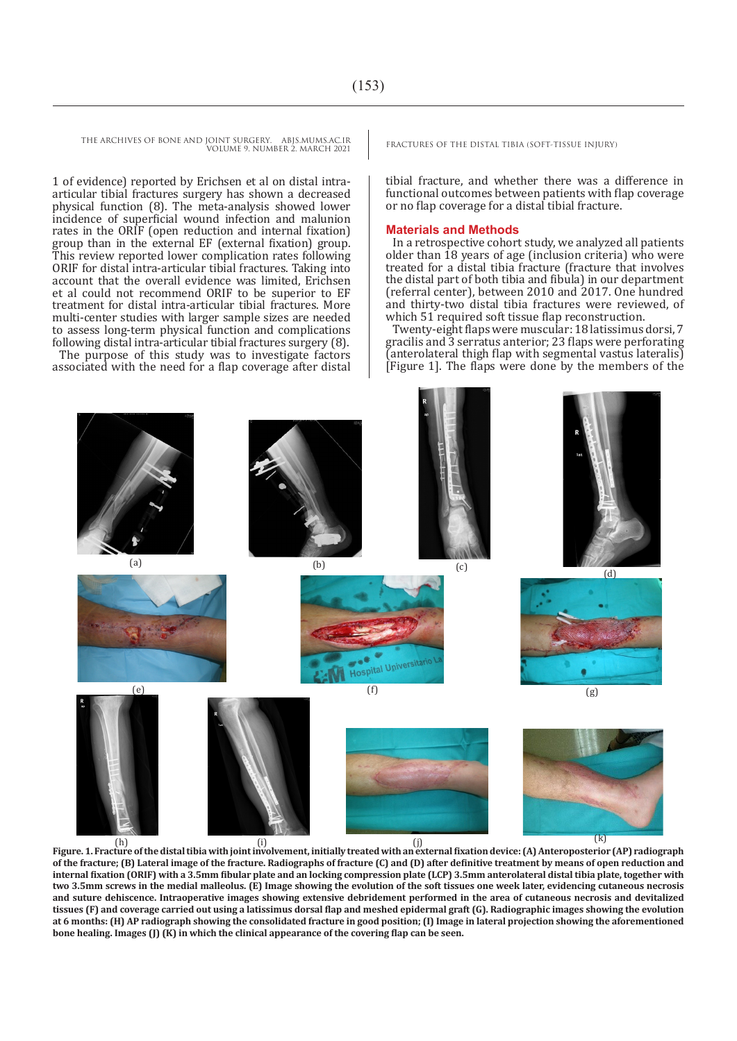1 of evidence) reported by Erichsen et al on distal intra-articular tibial fractures surgery has shown a decreased physical function (8). The meta-analysis showed lower incidence of superficial wound infection and malunion rates in the ORIF (open reduction and internal fixation) group than in the external EF (external fixation) group. This review reported lower complication rates following ORIF for distal intra-articular tibial fractures. Taking into account that the overall evidence was limited, Erichsen et al could not recommend ORIF to be superior to EF treatment for distal intra-articular tibial fractures. More multi-center studies with larger sample sizes are needed to assess long-term physical function and complications following distal intra-articular tibial fractures surgery (8).

The purpose of this study was to investigate factors associated with the need for a flap coverage after distal tibial fracture, and whether there was a difference in functional outcomes between patients with flap coverage or no flap coverage for a distal tibial fracture.

## Materials and Methods

In a retrospective cohort study, we analyzed all patients older than 18 years of age (inclusion criteria) who were treated for a distal tibia fracture (fracture that involves the distal part of both tibia and fibula) in our department (referral center), between 2010 and 2017. One hundred and thirty-two distal tibia fractures were reviewed, of which 51 required soft tissue flap reconstruction.

Twenty-eight flaps were muscular: 18 latissimus dorsi, 7 gracilis and 3 serratus anterior; 23 flaps were perforating (anterolateral thigh flap with segmental vastus lateralis) [Figure 1]. The flaps were done by the members of the

**Figure. 1. Fracture of the distal tibia with joint involvement, initially treated with an external fixation device: (A) Anteroposterior (AP) radiograph of the fracture; (B) Lateral image of the fracture. Radiographs of fracture (C) and (D) after definitive treatment by means of open reduction and internal fixation (ORIF) with a 3.5mm fibular plate and an locking compression plate (LCP) 3.5mm anterolateral distal tibia plate, together with two 3.5mm screws in the medial malleolus. (E) Image showing the evolution of the soft tissues one week later, evidencing cutaneous necrosis and suture dehiscence. Intraoperative images showing extensive debridement performed in the area of cutaneous necrosis and devitalized tissues (F) and coverage carried out using a latissimus dorsal flap and meshed epidermal graft (G). Radiographic images showing the evolution at 6 months: (H) AP radiograph showing the consolidated fracture in good position; (I) Image in lateral projection showing the aforementioned bone healing. Images (J) (K) in which the clinical appearance of the covering flap can be seen.**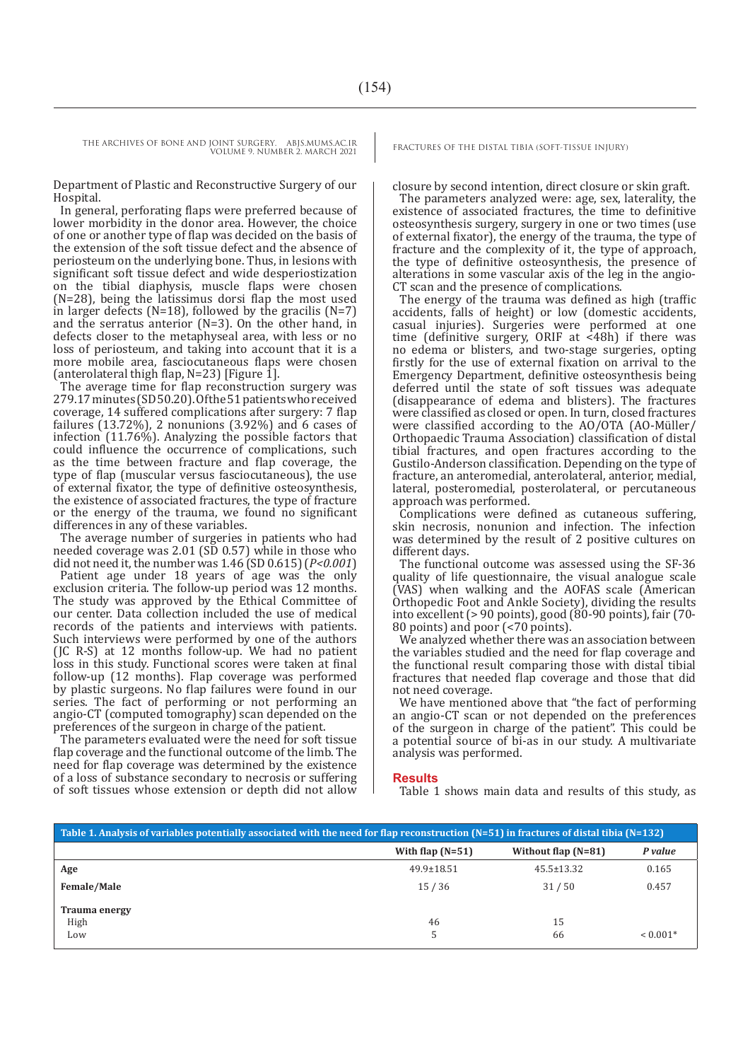Department of Plastic and Reconstructive Surgery of our Hospital.

In general, perforating flaps were preferred because of lower morbidity in the donor area. However, the choice of one or another type of flap was decided on the basis of the extension of the soft tissue defect and the absence of periosteum on the underlying bone. Thus, in lesions with significant soft tissue defect and wide desperiostization on the tibial diaphysis, muscle flaps were chosen (N=28), being the latissimus dorsi flap the most used in larger defects (N=18), followed by the gracilis (N=7) and the serratus anterior (N=3). On the other hand, in defects closer to the metaphyseal area, with less or no loss of periosteum, and taking into account that it is a more mobile area, fasciocutaneous flaps were chosen (anterolateral thigh flap, N=23) [Figure 1].

The average time for flap reconstruction surgery was 279.17 minutes (SD 50.20). Of the 51 patients who received coverage, 14 suffered complications after surgery: 7 flap failures (13.72%), 2 nonunions (3.92%) and 6 cases of infection (11.76%). Analyzing the possible factors that could influence the occurrence of complications, such as the time between fracture and flap coverage, the type of flap (muscular versus fasciocutaneous), the use of external fixator, the type of definitive osteosynthesis, the existence of associated fractures, the type of fracture or the energy of the trauma, we found no significant differences in any of these variables.

The average number of surgeries in patients who had needed coverage was 2.01 (SD 0.57) while in those who did not need it, the number was 1.46 (SD 0.615) (*P<0.001*)

Patient age under 18 years of age was the only exclusion criteria. The follow-up period was 12 months. The study was approved by the Ethical Committee of our center. Data collection included the use of medical records of the patients and interviews with patients. Such interviews were performed by one of the authors (JC R-S) at 12 months follow-up. We had no patient loss in this study. Functional scores were taken at final follow-up (12 months). Flap coverage was performed by plastic surgeons. No flap failures were found in our series. The fact of performing or not performing an angio-CT (computed tomography) scan depended on the preferences of the surgeon in charge of the patient.

The parameters evaluated were the need for soft tissue flap coverage and the functional outcome of the limb. The need for flap coverage was determined by the existence of a loss of substance secondary to necrosis or suffering of soft tissues whose extension or depth did not allow closure by second intention, direct closure or skin graft.

The parameters analyzed were: age, sex, laterality, the existence of associated fractures, the time to definitive osteosynthesis surgery, surgery in one or two times (use of external fixator), the energy of the trauma, the type of fracture and the complexity of it, the type of approach, the type of definitive osteosynthesis, the presence of alterations in some vascular axis of the leg in the angio-CT scan and the presence of complications.

The energy of the trauma was defined as high (traffic accidents, falls of height) or low (domestic accidents, casual injuries). Surgeries were performed at one time (definitive surgery, ORIF at <48h) if there was no edema or blisters, and two-stage surgeries, opting firstly for the use of external fixation on arrival to the Emergency Department, definitive osteosynthesis being deferred until the state of soft tissues was adequate (disappearance of edema and blisters). The fractures were classified as closed or open. In turn, closed fractures were classified according to the AO/OTA (AO-Müller/Orthopaedic Trauma Association) classification of distal tibial fractures, and open fractures according to the Gustilo-Anderson classification. Depending on the type of fracture, an anteromedial, anterolateral, anterior, medial, lateral, posteromedial, posterolateral, or percutaneous approach was performed.

Complications were defined as cutaneous suffering, skin necrosis, nonunion and infection. The infection was determined by the result of 2 positive cultures on different days.

The functional outcome was assessed using the SF-36 quality of life questionnaire, the visual analogue scale (VAS) when walking and the AOFAS scale (American Orthopedic Foot and Ankle Society), dividing the results into excellent (> 90 points), good (80-90 points), fair (70-80 points) and poor (<70 points).

We analyzed whether there was an association between the variables studied and the need for flap coverage and the functional result comparing those with distal tibial fractures that needed flap coverage and those that did not need coverage.

We have mentioned above that "the fact of performing an angio-CT scan or not depended on the preferences of the surgeon in charge of the patient". This could be a potential source of bi-as in our study. A multivariate analysis was performed.

## Results

Table 1 shows main data and results of this study, as

**Table 1. Analysis of variables potentially associated with the need for flap reconstruction (N=51) in fractures of distal tibia (N=132)**

| | With flap (N=51) | Without flap (N=81) | *P value* |
|---|---|---|---|
| **Age** | 49.9±18.51 | 45.5±13.32 | 0.165 |
| **Female/Male** | 15 / 36 | 31 / 50 | 0.457 |
| **Trauma energy** | | | |
| High | 46 | 15 | |
| Low | 5 | 66 | < 0.001* |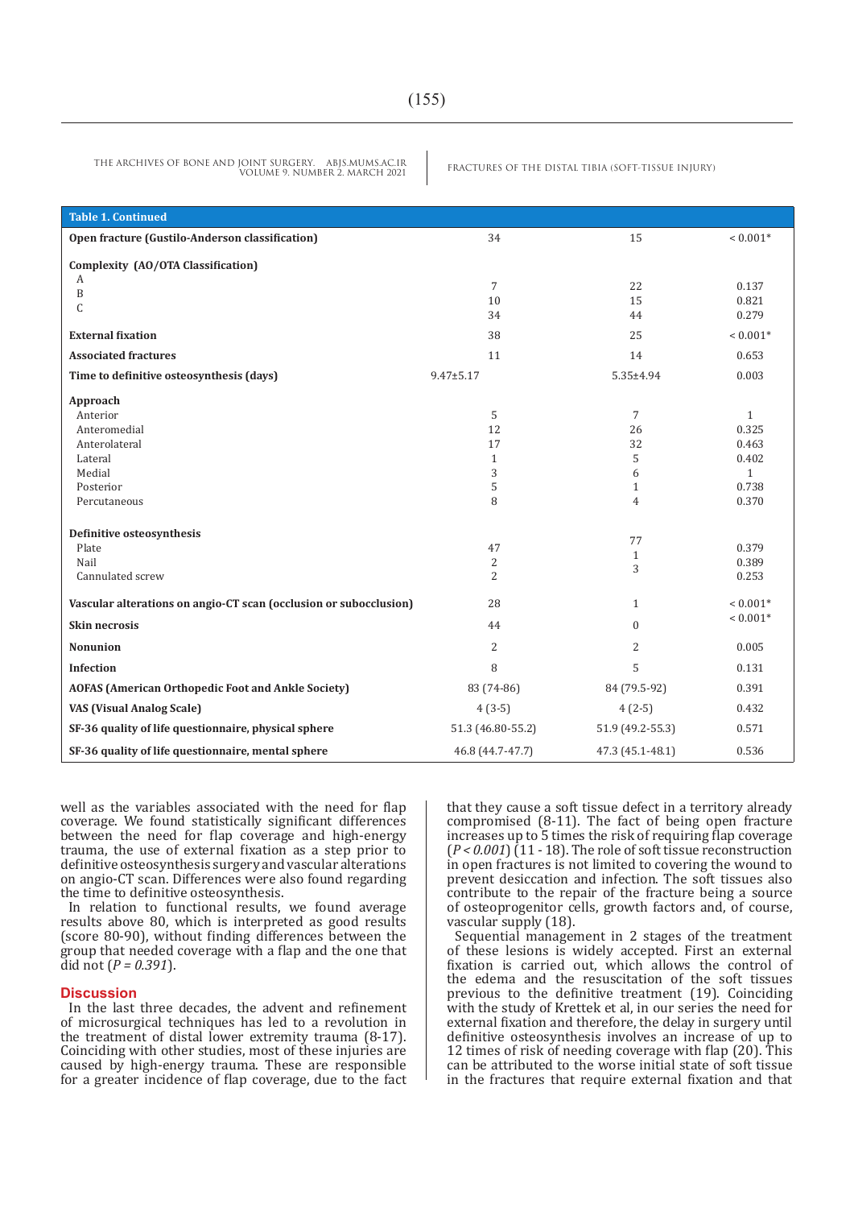| Table 1. Continued | | | |
|---|---|---|---|
| **Open fracture (Gustilo-Anderson classification)** | 34 | 15 | < 0.001* |
| **Complexity (AO/OTA Classification)** | | | |
| A | 7 | 22 | 0.137 |
| B | 10 | 15 | 0.821 |
| C | 34 | 44 | 0.279 |
| **External fixation** | 38 | 25 | < 0.001* |
| **Associated fractures** | 11 | 14 | 0.653 |
| **Time to definitive osteosynthesis (days)** | 9.47±5.17 | 5.35±4.94 | 0.003 |
| **Approach** | | | |
| Anterior | 5 | 7 | 1 |
| Anteromedial | 12 | 26 | 0.325 |
| Anterolateral | 17 | 32 | 0.463 |
| Lateral | 1 | 5 | 0.402 |
| Medial | 3 | 6 | 1 |
| Posterior | 5 | 1 | 0.738 |
| Percutaneous | 8 | 4 | 0.370 |
| **Definitive osteosynthesis** | | | |
| Plate | 47 | 77 | 0.379 |
| Nail | 2 | 1 | 0.389 |
| Cannulated screw | 2 | 3 | 0.253 |
| **Vascular alterations on angio-CT scan (occlusion or subocclusion)** | 28 | 1 | < 0.001* |
| **Skin necrosis** | 44 | 0 | < 0.001* |
| **Nonunion** | 2 | 2 | 0.005 |
| **Infection** | 8 | 5 | 0.131 |
| **AOFAS (American Orthopedic Foot and Ankle Society)** | 83 (74-86) | 84 (79.5-92) | 0.391 |
| **VAS (Visual Analog Scale)** | 4 (3-5) | 4 (2-5) | 0.432 |
| **SF-36 quality of life questionnaire, physical sphere** | 51.3 (46.80-55.2) | 51.9 (49.2-55.3) | 0.571 |
| **SF-36 quality of life questionnaire, mental sphere** | 46.8 (44.7-47.7) | 47.3 (45.1-48.1) | 0.536 |

well as the variables associated with the need for flap coverage. We found statistically significant differences between the need for flap coverage and high-energy trauma, the use of external fixation as a step prior to definitive osteosynthesis surgery and vascular alterations on angio-CT scan. Differences were also found regarding the time to definitive osteosynthesis.

In relation to functional results, we found average results above 80, which is interpreted as good results (score 80-90), without finding differences between the group that needed coverage with a flap and the one that did not ($P = 0.391$).

## Discussion

In the last three decades, the advent and refinement of microsurgical techniques has led to a revolution in the treatment of distal lower extremity trauma (8-17). Coinciding with other studies, most of these injuries are caused by high-energy trauma. These are responsible for a greater incidence of flap coverage, due to the fact that they cause a soft tissue defect in a territory already compromised (8-11). The fact of being open fracture increases up to 5 times the risk of requiring flap coverage ($P < 0.001$) (11 - 18). The role of soft tissue reconstruction in open fractures is not limited to covering the wound to prevent desiccation and infection. The soft tissues also contribute to the repair of the fracture being a source of osteoprogenitor cells, growth factors and, of course, vascular supply (18).

Sequential management in 2 stages of the treatment of these lesions is widely accepted. First an external fixation is carried out, which allows the control of the edema and the resuscitation of the soft tissues previous to the definitive treatment (19). Coinciding with the study of Krettek et al, in our series the need for external fixation and therefore, the delay in surgery until definitive osteosynthesis involves an increase of up to 12 times of risk of needing coverage with flap (20). This can be attributed to the worse initial state of soft tissue in the fractures that require external fixation and that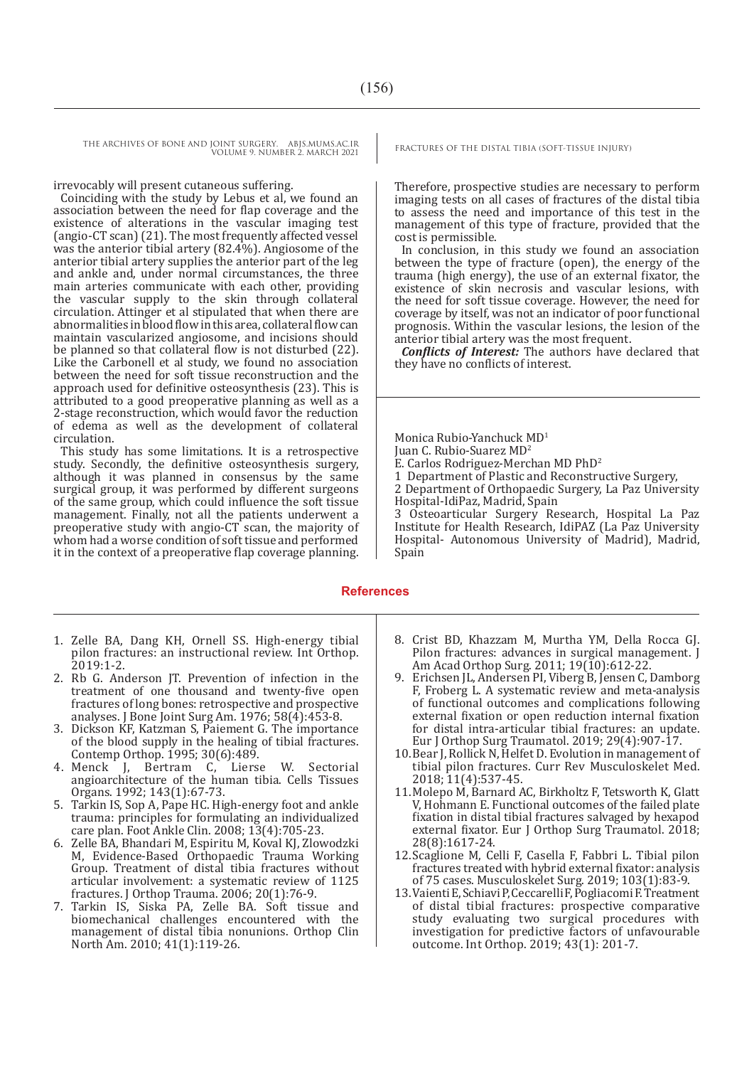irrevocably will present cutaneous suffering.

Coinciding with the study by Lebus et al, we found an association between the need for flap coverage and the existence of alterations in the vascular imaging test (angio-CT scan) (21). The most frequently affected vessel was the anterior tibial artery (82.4%). Angiosome of the anterior tibial artery supplies the anterior part of the leg and ankle and, under normal circumstances, the three main arteries communicate with each other, providing the vascular supply to the skin through collateral circulation. Attinger et al stipulated that when there are abnormalities in blood flow in this area, collateral flow can maintain vascularized angiosome, and incisions should be planned so that collateral flow is not disturbed (22). Like the Carbonell et al study, we found no association between the need for soft tissue reconstruction and the approach used for definitive osteosynthesis (23). This is attributed to a good preoperative planning as well as a 2-stage reconstruction, which would favor the reduction of edema as well as the development of collateral circulation.

This study has some limitations. It is a retrospective study. Secondly, the definitive osteosynthesis surgery, although it was planned in consensus by the same surgical group, it was performed by different surgeons of the same group, which could influence the soft tissue management. Finally, not all the patients underwent a preoperative study with angio-CT scan, the majority of whom had a worse condition of soft tissue and performed it in the context of a preoperative flap coverage planning. Therefore, prospective studies are necessary to perform imaging tests on all cases of fractures of the distal tibia to assess the need and importance of this test in the management of this type of fracture, provided that the cost is permissible.

In conclusion, in this study we found an association between the type of fracture (open), the energy of the trauma (high energy), the use of an external fixator, the existence of skin necrosis and vascular lesions, with the need for soft tissue coverage. However, the need for coverage by itself, was not an indicator of poor functional prognosis. Within the vascular lesions, the lesion of the anterior tibial artery was the most frequent.

***Conflicts of Interest:*** The authors have declared that they have no conflicts of interest.

Monica Rubio-Yanchuck MD[1]
Juan C. Rubio-Suarez MD[2]
E. Carlos Rodriguez-Merchan MD PhD[2]
1 Department of Plastic and Reconstructive Surgery,
2 Department of Orthopaedic Surgery, La Paz University Hospital-IdiPaz, Madrid, Spain
3 Osteoarticular Surgery Research, Hospital La Paz Institute for Health Research, IdiPAZ (La Paz University Hospital- Autonomous University of Madrid), Madrid, Spain

## References

1. Zelle BA, Dang KH, Ornell SS. High-energy tibial pilon fractures: an instructional review. Int Orthop. 2019:1-2.
2. Rb G. Anderson JT. Prevention of infection in the treatment of one thousand and twenty-five open fractures of long bones: retrospective and prospective analyses. J Bone Joint Surg Am. 1976; 58(4):453-8.
3. Dickson KF, Katzman S, Paiement G. The importance of the blood supply in the healing of tibial fractures. Contemp Orthop. 1995; 30(6):489.
4. Menck J, Bertram C, Lierse W. Sectorial angioarchitecture of the human tibia. Cells Tissues Organs. 1992; 143(1):67-73.
5. Tarkin IS, Sop A, Pape HC. High-energy foot and ankle trauma: principles for formulating an individualized care plan. Foot Ankle Clin. 2008; 13(4):705-23.
6. Zelle BA, Bhandari M, Espiritu M, Koval KJ, Zlowodzki M, Evidence-Based Orthopaedic Trauma Working Group. Treatment of distal tibia fractures without articular involvement: a systematic review of 1125 fractures. J Orthop Trauma. 2006; 20(1):76-9.
7. Tarkin IS, Siska PA, Zelle BA. Soft tissue and biomechanical challenges encountered with the management of distal tibia nonunions. Orthop Clin North Am. 2010; 41(1):119-26.
8. Crist BD, Khazzam M, Murtha YM, Della Rocca GJ. Pilon fractures: advances in surgical management. J Am Acad Orthop Surg. 2011; 19(10):612-22.
9. Erichsen JL, Andersen PI, Viberg B, Jensen C, Damborg F, Froberg L. A systematic review and meta-analysis of functional outcomes and complications following external fixation or open reduction internal fixation for distal intra-articular tibial fractures: an update. Eur J Orthop Surg Traumatol. 2019; 29(4):907-17.
10. Bear J, Rollick N, Helfet D. Evolution in management of tibial pilon fractures. Curr Rev Musculoskelet Med. 2018; 11(4):537-45.
11. Molepo M, Barnard AC, Birkholtz F, Tetsworth K, Glatt V, Hohmann E. Functional outcomes of the failed plate fixation in distal tibial fractures salvaged by hexapod external fixator. Eur J Orthop Surg Traumatol. 2018; 28(8):1617-24.
12. Scaglione M, Celli F, Casella F, Fabbri L. Tibial pilon fractures treated with hybrid external fixator: analysis of 75 cases. Musculoskelet Surg. 2019; 103(1):83-9.
13. Vaienti E, Schiavi P, Ceccarelli F, Pogliacomi F. Treatment of distal tibial fractures: prospective comparative study evaluating two surgical procedures with investigation for predictive factors of unfavourable outcome. Int Orthop. 2019; 43(1): 201-7.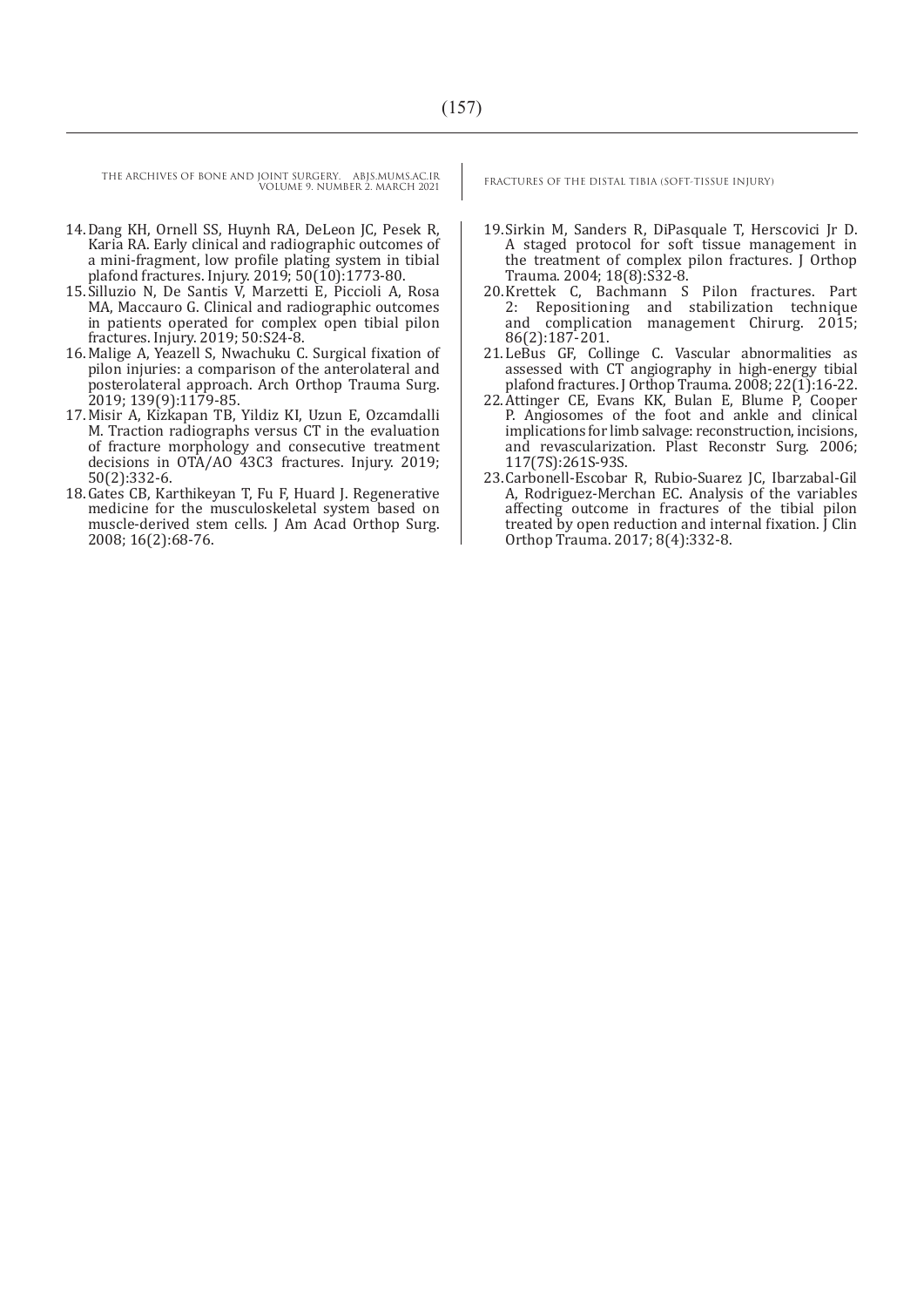14. Dang KH, Ornell SS, Huynh RA, DeLeon JC, Pesek R, Karia RA. Early clinical and radiographic outcomes of a mini-fragment, low profile plating system in tibial plafond fractures. Injury. 2019; 50(10):1773-80.
15. Silluzio N, De Santis V, Marzetti E, Piccioli A, Rosa MA, Maccauro G. Clinical and radiographic outcomes in patients operated for complex open tibial pilon fractures. Injury. 2019; 50:S24-8.
16. Malige A, Yeazell S, Nwachuku C. Surgical fixation of pilon injuries: a comparison of the anterolateral and posterolateral approach. Arch Orthop Trauma Surg. 2019; 139(9):1179-85.
17. Misir A, Kizkapan TB, Yildiz KI, Uzun E, Ozcamdalli M. Traction radiographs versus CT in the evaluation of fracture morphology and consecutive treatment decisions in OTA/AO 43C3 fractures. Injury. 2019; 50(2):332-6.
18. Gates CB, Karthikeyan T, Fu F, Huard J. Regenerative medicine for the musculoskeletal system based on muscle-derived stem cells. J Am Acad Orthop Surg. 2008; 16(2):68-76.
19. Sirkin M, Sanders R, DiPasquale T, Herscovici Jr D. A staged protocol for soft tissue management in the treatment of complex pilon fractures. J Orthop Trauma. 2004; 18(8):S32-8.
20. Krettek C, Bachmann S Pilon fractures. Part 2: Repositioning and stabilization technique and complication management Chirurg. 2015; 86(2):187-201.
21. LeBus GF, Collinge C. Vascular abnormalities as assessed with CT angiography in high-energy tibial plafond fractures. J Orthop Trauma. 2008; 22(1):16-22.
22. Attinger CE, Evans KK, Bulan E, Blume P, Cooper P. Angiosomes of the foot and ankle and clinical implications for limb salvage: reconstruction, incisions, and revascularization. Plast Reconstr Surg. 2006; 117(7S):261S-93S.
23. Carbonell-Escobar R, Rubio-Suarez JC, Ibarzabal-Gil A, Rodriguez-Merchan EC. Analysis of the variables affecting outcome in fractures of the tibial pilon treated by open reduction and internal fixation. J Clin Orthop Trauma. 2017; 8(4):332-8.